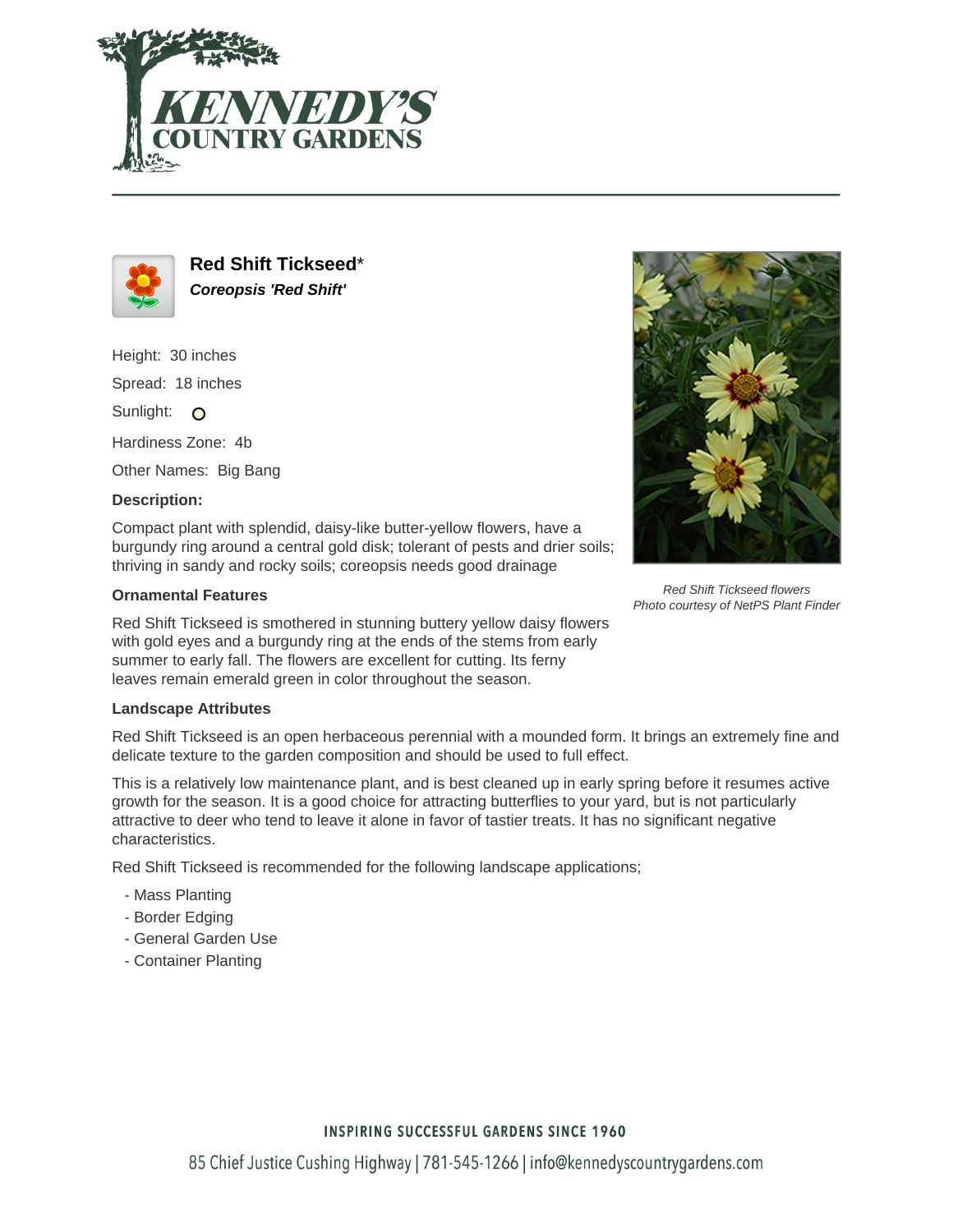# Red Shift Tickseed*

***Coreopsis 'Red Shift'***

Height: 30 inches

Spread: 18 inches

Sunlight: O

Hardiness Zone: 4b

Other Names: Big Bang

**Description:**

Compact plant with splendid, daisy-like butter-yellow flowers, have a burgundy ring around a central gold disk; tolerant of pests and drier soils; thriving in sandy and rocky soils; coreopsis needs good drainage

*Red Shift Tickseed flowers*
*Photo courtesy of NetPS Plant Finder*

### Ornamental Features

Red Shift Tickseed is smothered in stunning buttery yellow daisy flowers with gold eyes and a burgundy ring at the ends of the stems from early summer to early fall. The flowers are excellent for cutting. Its ferny leaves remain emerald green in color throughout the season.

### Landscape Attributes

Red Shift Tickseed is an open herbaceous perennial with a mounded form. It brings an extremely fine and delicate texture to the garden composition and should be used to full effect.

This is a relatively low maintenance plant, and is best cleaned up in early spring before it resumes active growth for the season. It is a good choice for attracting butterflies to your yard, but is not particularly attractive to deer who tend to leave it alone in favor of tastier treats. It has no significant negative characteristics.

Red Shift Tickseed is recommended for the following landscape applications;

- Mass Planting
- Border Edging
- General Garden Use
- Container Planting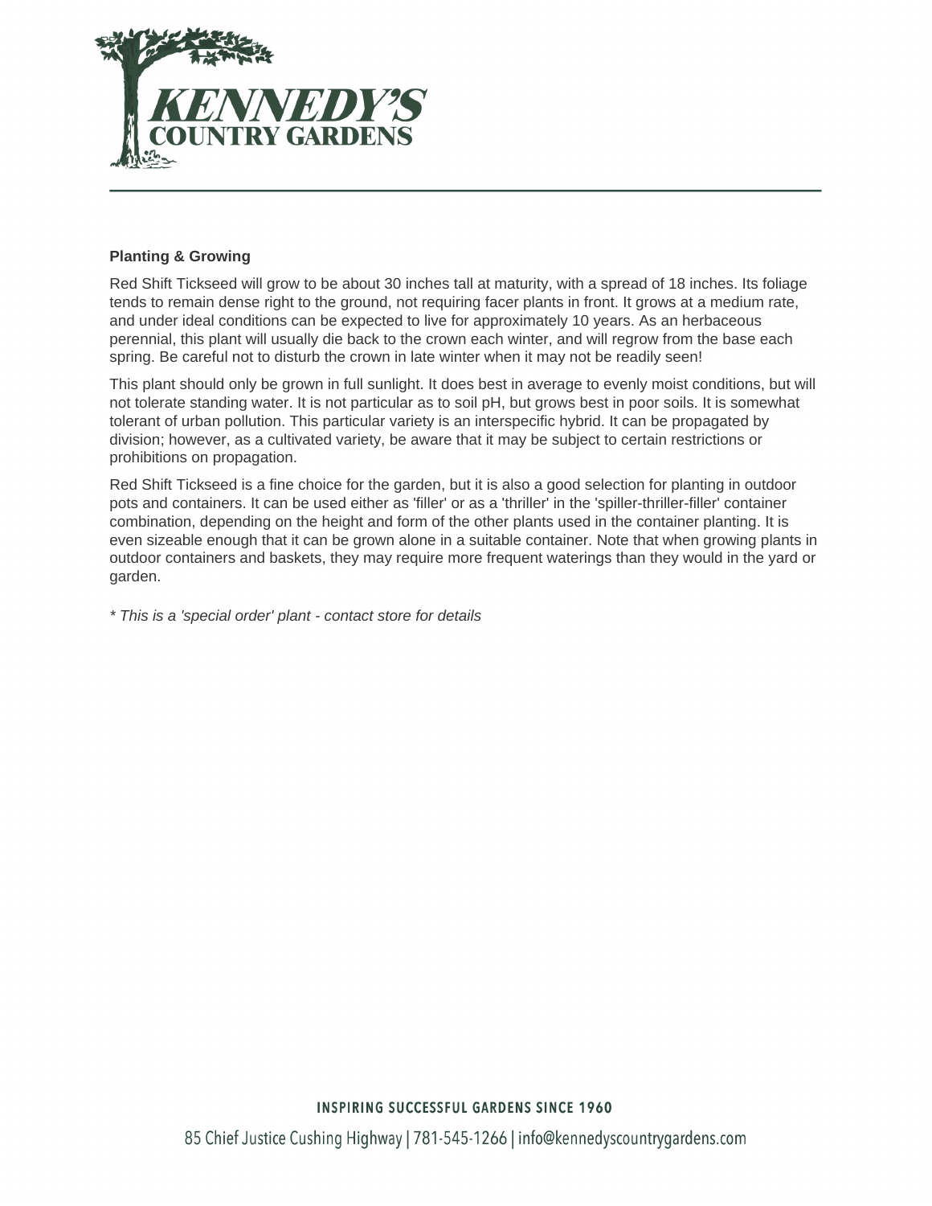**Planting & Growing**

Red Shift Tickseed will grow to be about 30 inches tall at maturity, with a spread of 18 inches. Its foliage tends to remain dense right to the ground, not requiring facer plants in front. It grows at a medium rate, and under ideal conditions can be expected to live for approximately 10 years. As an herbaceous perennial, this plant will usually die back to the crown each winter, and will regrow from the base each spring. Be careful not to disturb the crown in late winter when it may not be readily seen!

This plant should only be grown in full sunlight. It does best in average to evenly moist conditions, but will not tolerate standing water. It is not particular as to soil pH, but grows best in poor soils. It is somewhat tolerant of urban pollution. This particular variety is an interspecific hybrid. It can be propagated by division; however, as a cultivated variety, be aware that it may be subject to certain restrictions or prohibitions on propagation.

Red Shift Tickseed is a fine choice for the garden, but it is also a good selection for planting in outdoor pots and containers. It can be used either as 'filler' or as a 'thriller' in the 'spiller-thriller-filler' container combination, depending on the height and form of the other plants used in the container planting. It is even sizeable enough that it can be grown alone in a suitable container. Note that when growing plants in outdoor containers and baskets, they may require more frequent waterings than they would in the yard or garden.

*\* This is a 'special order' plant - contact store for details*